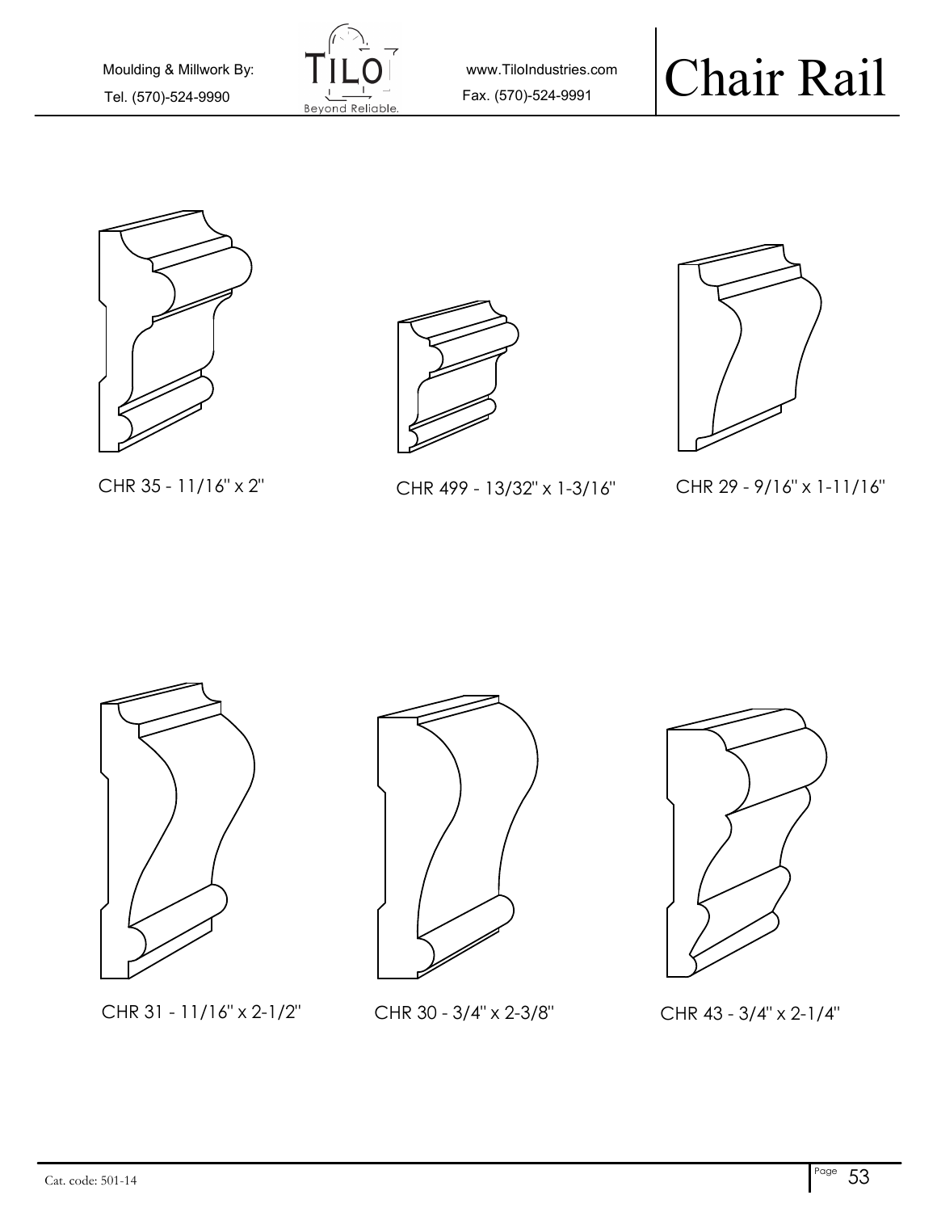Moulding & Millwork By:
Tel. (570)-524-9990

www.TiloIndustries.com
Fax. (570)-524-9991

# Chair Rail

CHR 35 - 11/16" x 2"

CHR 499 - 13/32" x 1-3/16"

CHR 29 - 9/16" x 1-11/16"

CHR 31 - 11/16" x 2-1/2"

CHR 30 - 3/4" x 2-3/8"

CHR 43 - 3/4" x 2-1/4"

Cat. code: 501-14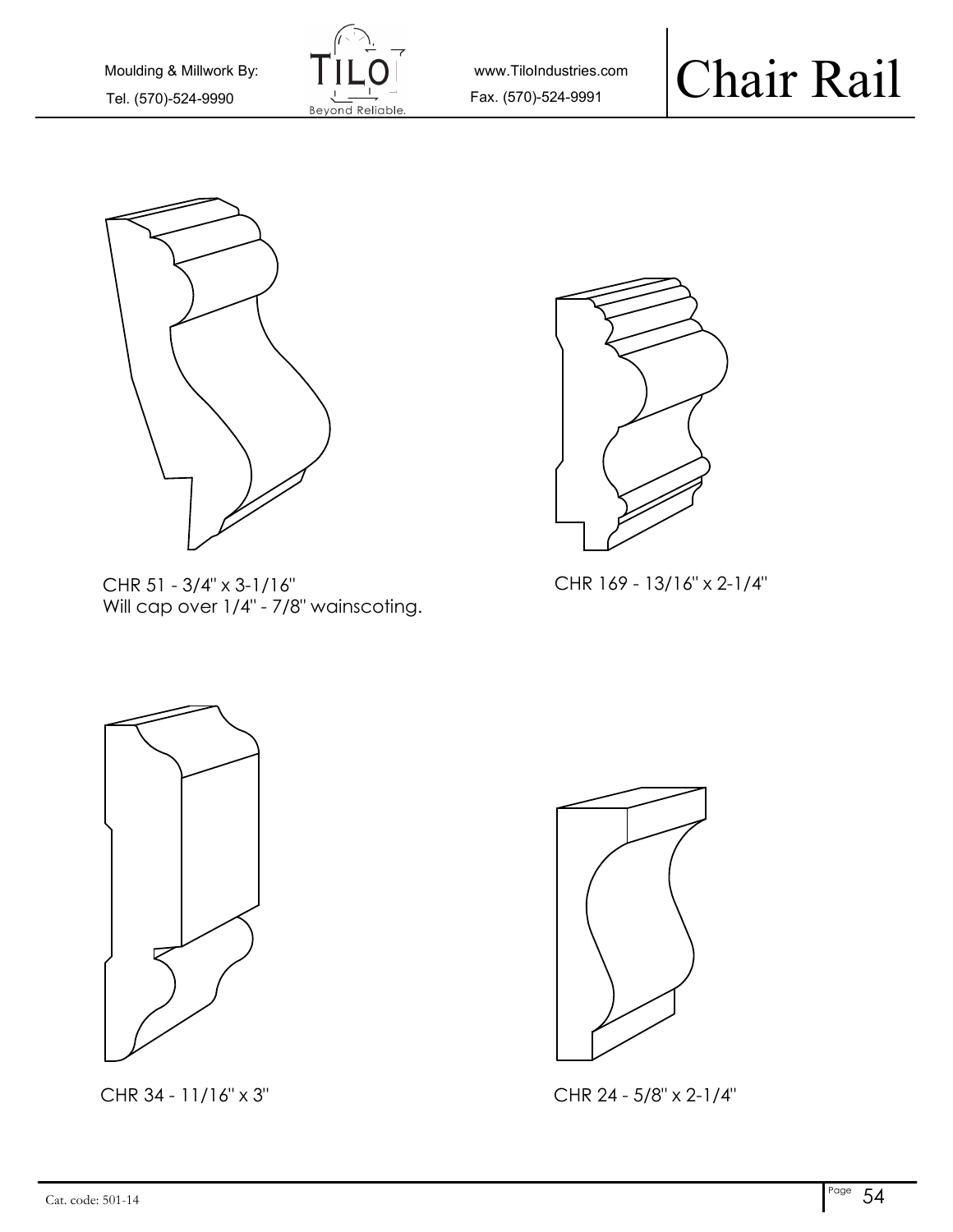# Chair Rail

Moulding & Millwork By: TILO Beyond Reliable.

Tel. (570)-524-9990

www.TiloIndustries.com

Fax. (570)-524-9991

CHR 51 - 3/4" x 3-1/16"
Will cap over 1/4" - 7/8" wainscoting.

CHR 169 - 13/16" x 2-1/4"

CHR 34 - 11/16" x 3"

CHR 24 - 5/8" x 2-1/4"

Cat. code: 501-14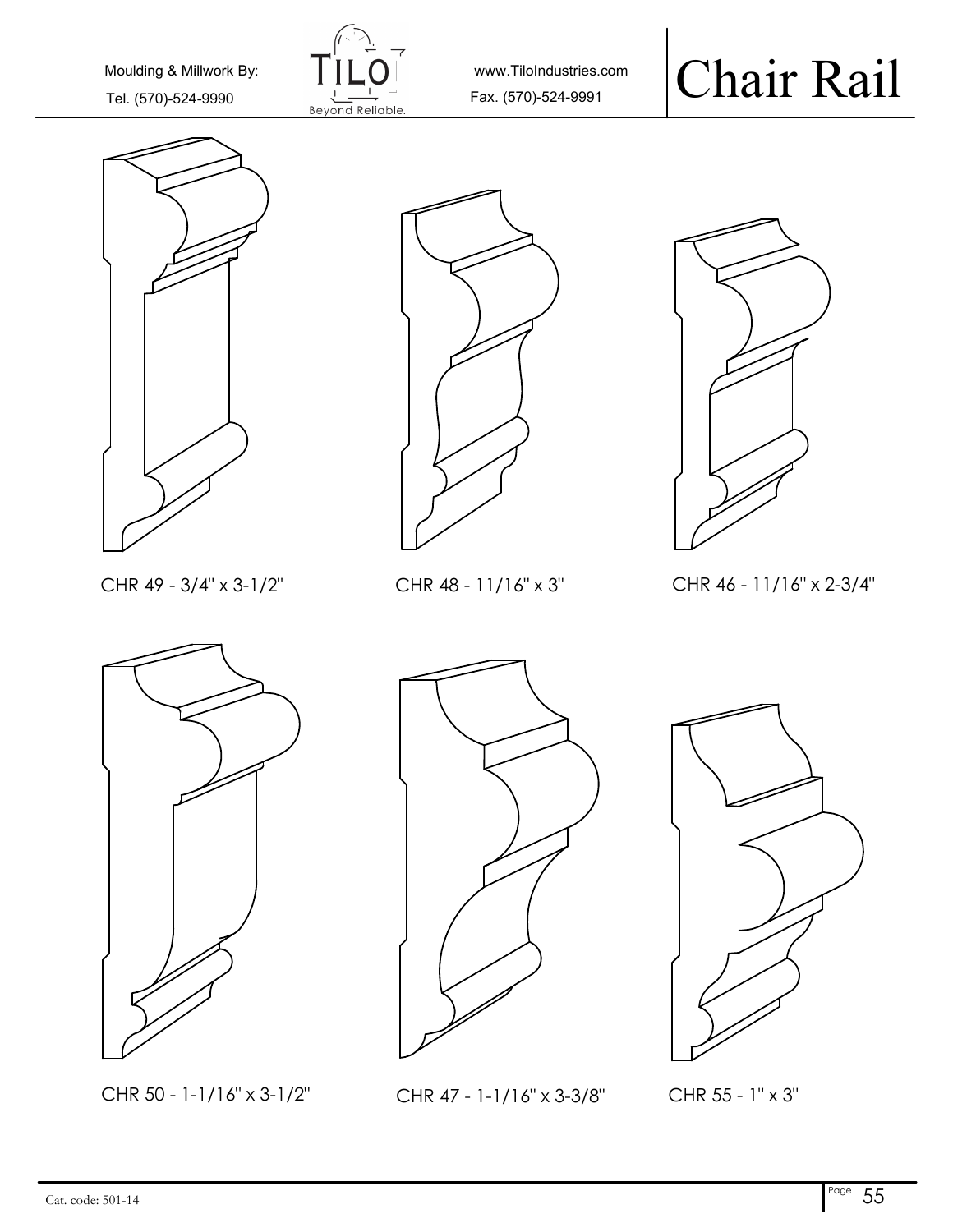Moulding & Millwork By:

Tel. (570)-524-9990

www.TiloIndustries.com

Fax. (570)-524-9991

# Chair Rail

CHR 49 - 3/4" x 3-1/2"

CHR 48 - 11/16" x 3"

CHR 46 - 11/16" x 2-3/4"

CHR 50 - 1-1/16" x 3-1/2"

CHR 47 - 1-1/16" x 3-3/8"

CHR 55 - 1" x 3"

Cat. code: 501-14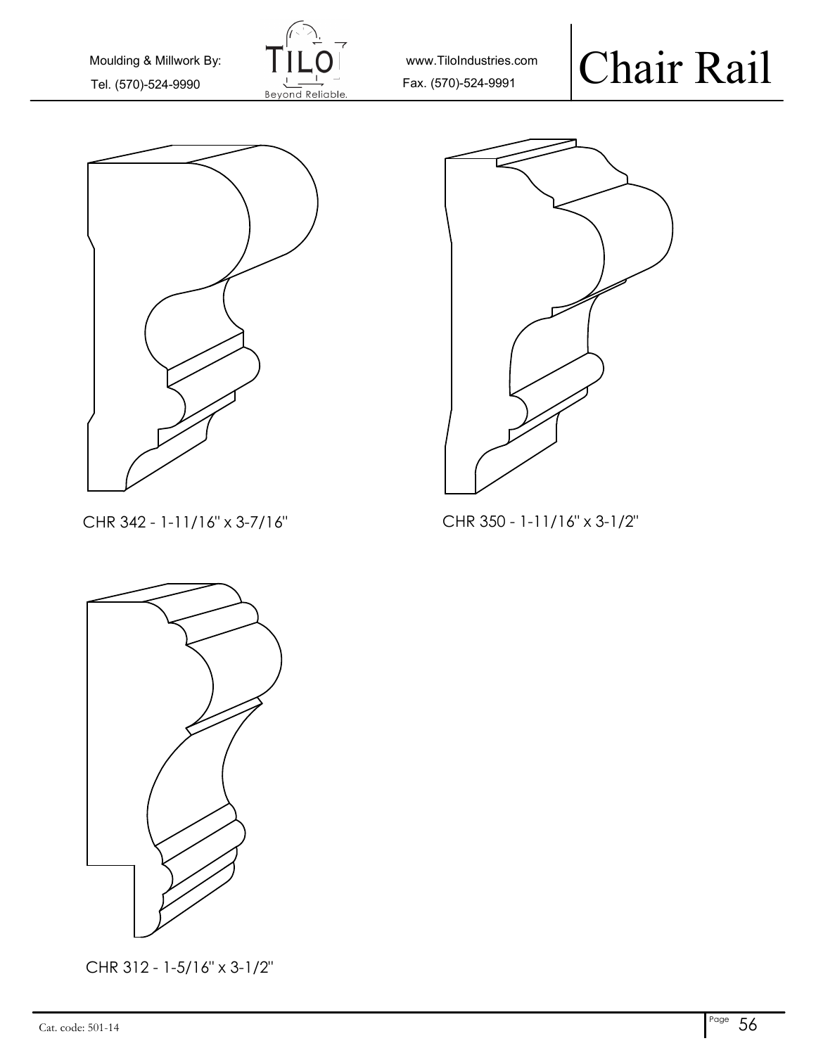Moulding & Millwork By: TILO Beyond Reliable. www.TiloIndustries.com
Tel. (570)-524-9990 Fax. (570)-524-9991

# Chair Rail

CHR 342 - 1-11/16" x 3-7/16"

CHR 350 - 1-11/16" x 3-1/2"

CHR 312 - 1-5/16" x 3-1/2"

Cat. code: 501-14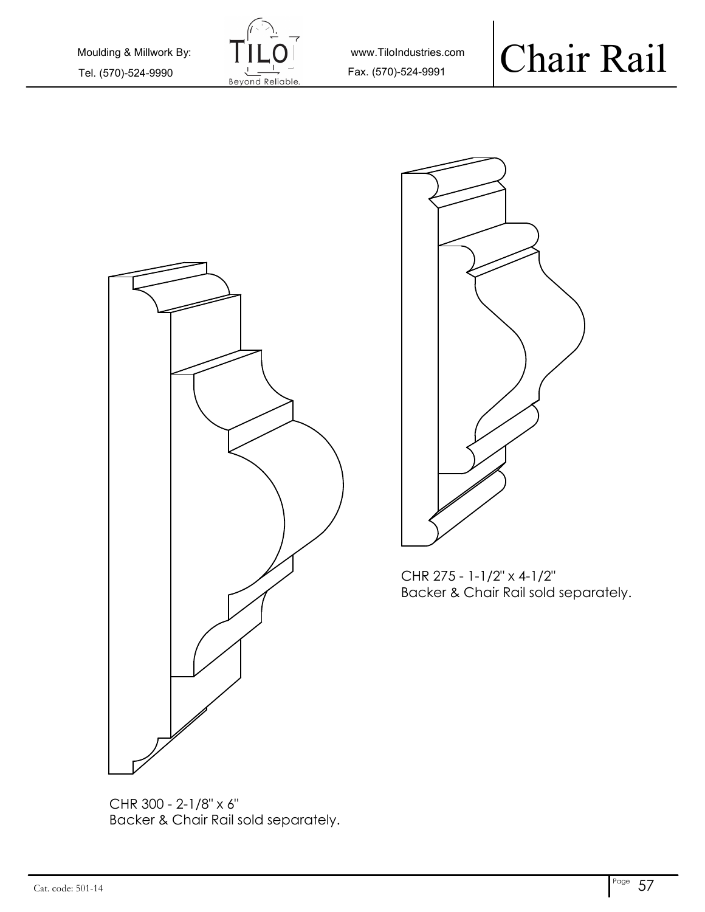# Chair Rail

CHR 275 - 1-1/2" x 4-1/2"
Backer & Chair Rail sold separately.

CHR 300 - 2-1/8" x 6"
Backer & Chair Rail sold separately.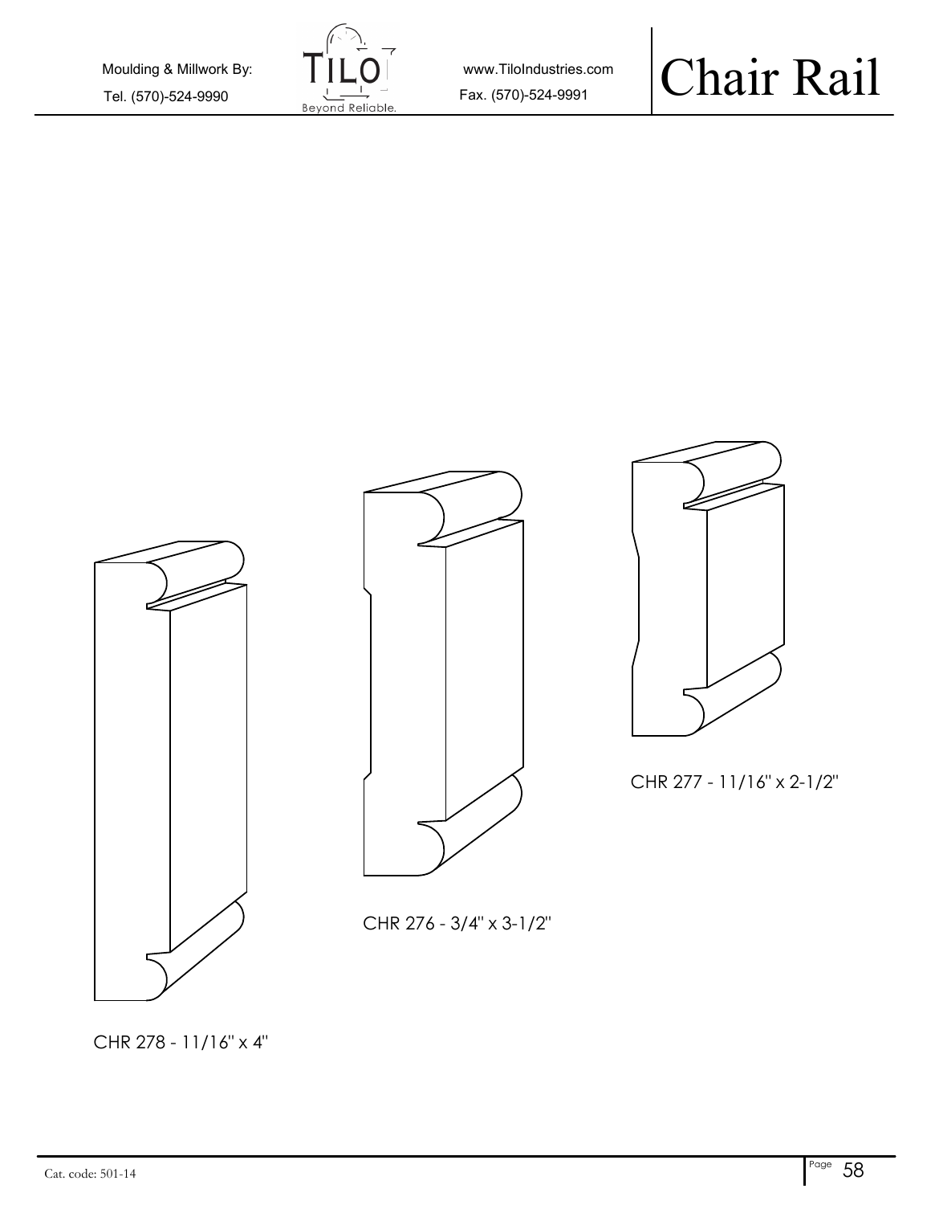# Chair Rail

Moulding & Millwork By:

Tel. (570)-524-9990

www.TiloIndustries.com

Fax. (570)-524-9991

CHR 277 - 11/16" x 2-1/2"

CHR 276 - 3/4" x 3-1/2"

CHR 278 - 11/16" x 4"

Cat. code: 501-14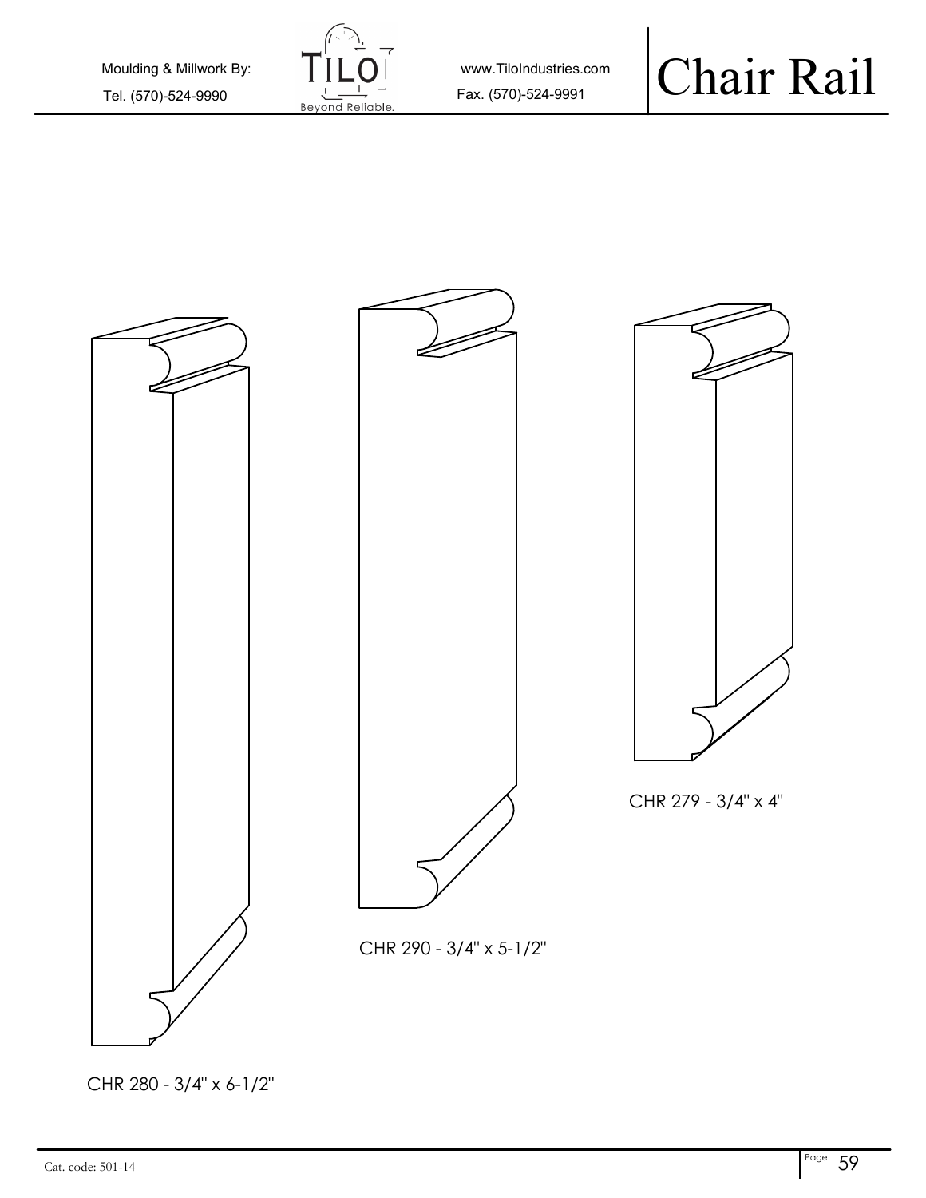Moulding & Millwork By: TILO Beyond Reliable.

Tel. (570)-524-9990

www.TiloIndustries.com

Fax. (570)-524-9991

# Chair Rail

CHR 279 - 3/4" x 4"

CHR 290 - 3/4" x 5-1/2"

CHR 280 - 3/4" x 6-1/2"

Cat. code: 501-14